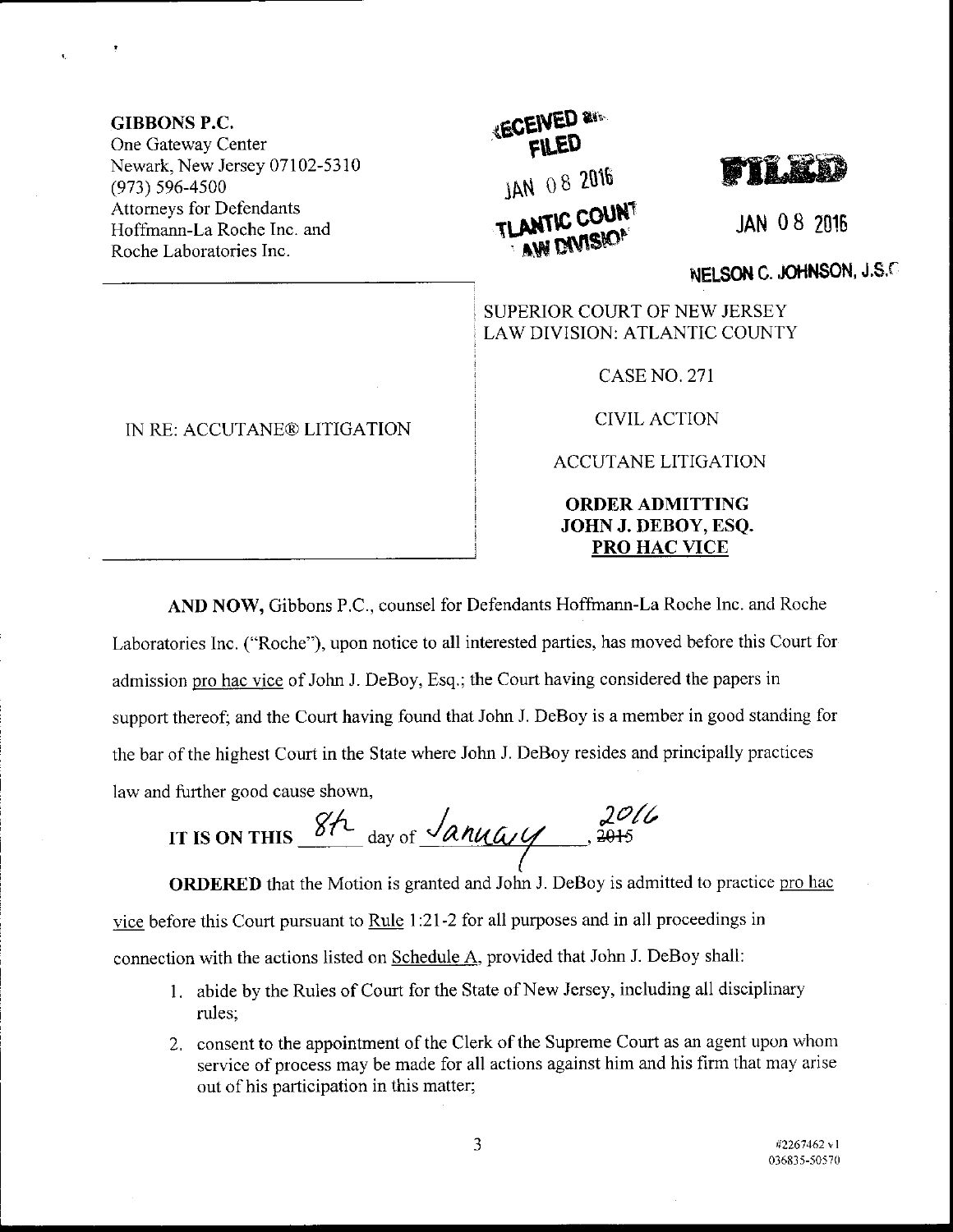**GIBBONS P.C.**
One Gateway Center
Newark, New Jersey 07102-5310
(973) 596-4500
Attorneys for Defendants
Hoffmann-La Roche Inc. and
Roche Laboratories Inc.

RECEIVED and FILED
JAN 08 2016
ATLANTIC COUNTY
LAW DIVISION

FILED
JAN 08 2016
NELSON C. JOHNSON, J.S.C.

IN RE: ACCUTANE® LITIGATION

SUPERIOR COURT OF NEW JERSEY
LAW DIVISION: ATLANTIC COUNTY

CASE NO. 271

CIVIL ACTION

ACCUTANE LITIGATION

**ORDER ADMITTING JOHN J. DEBOY, ESQ. PRO HAC VICE**

**AND NOW,** Gibbons P.C., counsel for Defendants Hoffmann-La Roche Inc. and Roche Laboratories Inc. ("Roche"), upon notice to all interested parties, has moved before this Court for admission pro hac vice of John J. DeBoy, Esq.; the Court having considered the papers in support thereof; and the Court having found that John J. DeBoy is a member in good standing for the bar of the highest Court in the State where John J. DeBoy resides and principally practices law and further good cause shown,

**IT IS ON THIS** 8th day of January, ~~2015~~ 2016

**ORDERED** that the Motion is granted and John J. DeBoy is admitted to practice pro hac vice before this Court pursuant to Rule 1:21-2 for all purposes and in all proceedings in connection with the actions listed on Schedule A, provided that John J. DeBoy shall:

1. abide by the Rules of Court for the State of New Jersey, including all disciplinary rules;
2. consent to the appointment of the Clerk of the Supreme Court as an agent upon whom service of process may be made for all actions against him and his firm that may arise out of his participation in this matter;

#2267462 v1
036835-50570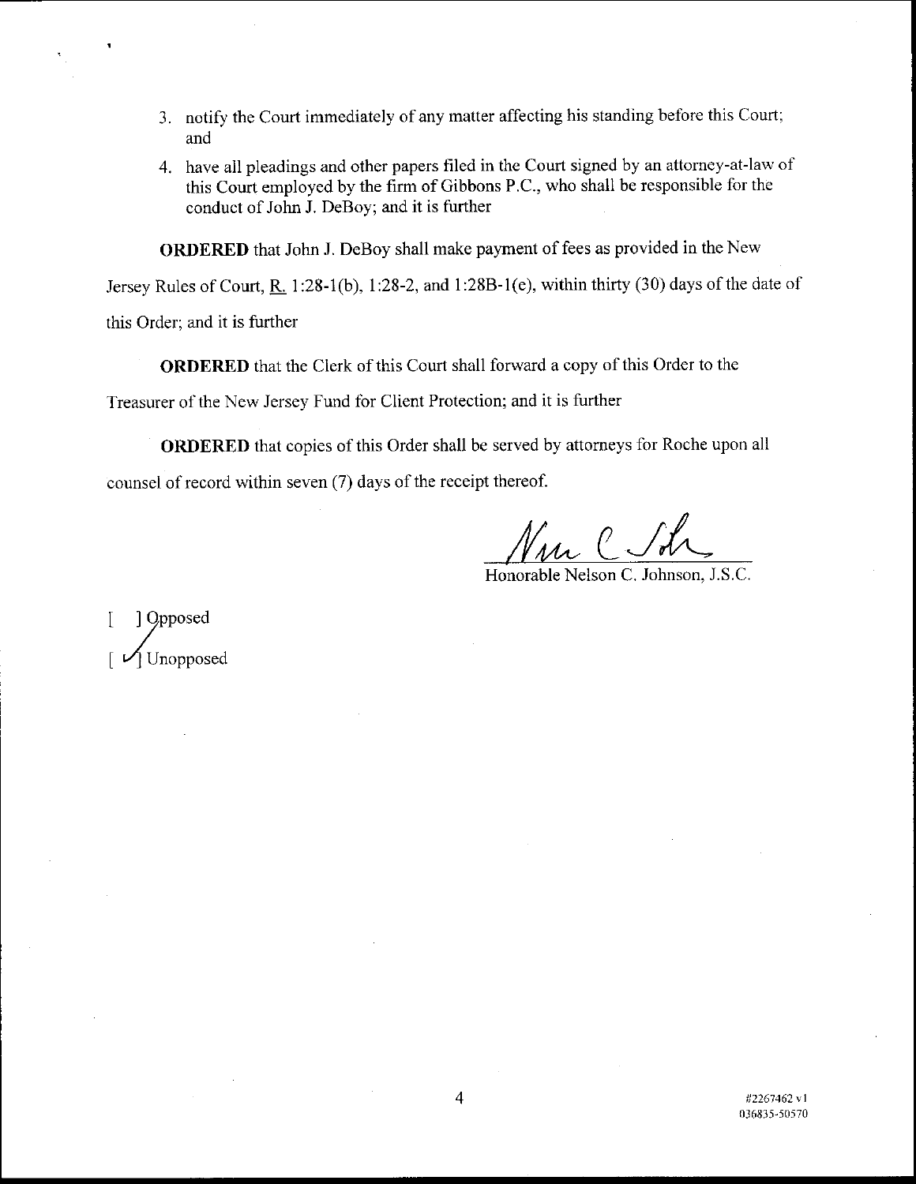3. notify the Court immediately of any matter affecting his standing before this Court; and
4. have all pleadings and other papers filed in the Court signed by an attorney-at-law of this Court employed by the firm of Gibbons P.C., who shall be responsible for the conduct of John J. DeBoy; and it is further

**ORDERED** that John J. DeBoy shall make payment of fees as provided in the New Jersey Rules of Court, R. 1:28-1(b), 1:28-2, and 1:28B-1(e), within thirty (30) days of the date of this Order; and it is further

**ORDERED** that the Clerk of this Court shall forward a copy of this Order to the Treasurer of the New Jersey Fund for Client Protection; and it is further

**ORDERED** that copies of this Order shall be served by attorneys for Roche upon all counsel of record within seven (7) days of the receipt thereof.

Honorable Nelson C. Johnson, J.S.C.

[ ] Opposed
[✓] Unopposed

#2267462 v1
036835-50570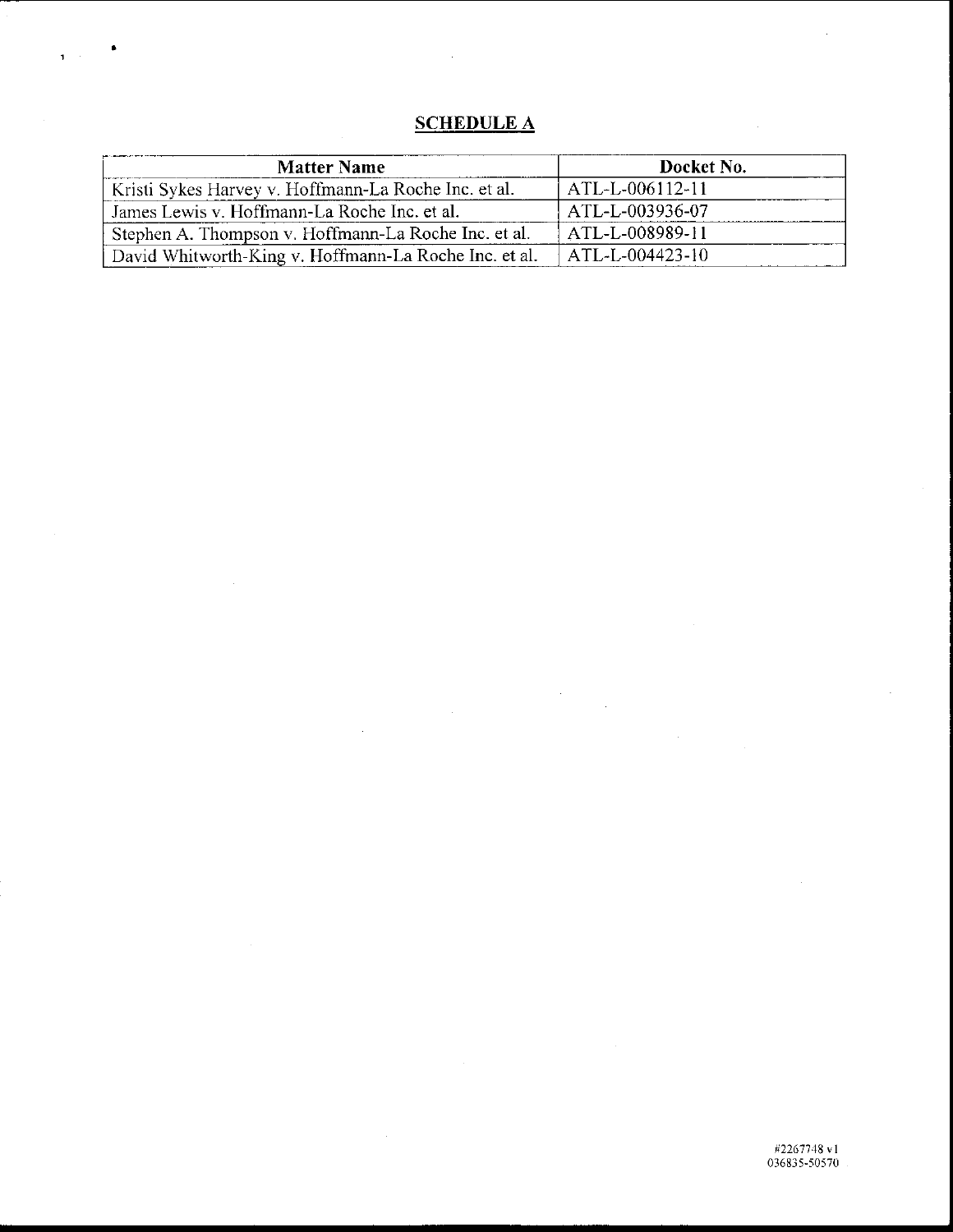## SCHEDULE A

| Matter Name | Docket No. |
|---|---|
| Kristi Sykes Harvey v. Hoffmann-La Roche Inc. et al. | ATL-L-006112-11 |
| James Lewis v. Hoffmann-La Roche Inc. et al. | ATL-L-003936-07 |
| Stephen A. Thompson v. Hoffmann-La Roche Inc. et al. | ATL-L-008989-11 |
| David Whitworth-King v. Hoffmann-La Roche Inc. et al. | ATL-L-004423-10 |

#2267748 v1
036835-50570